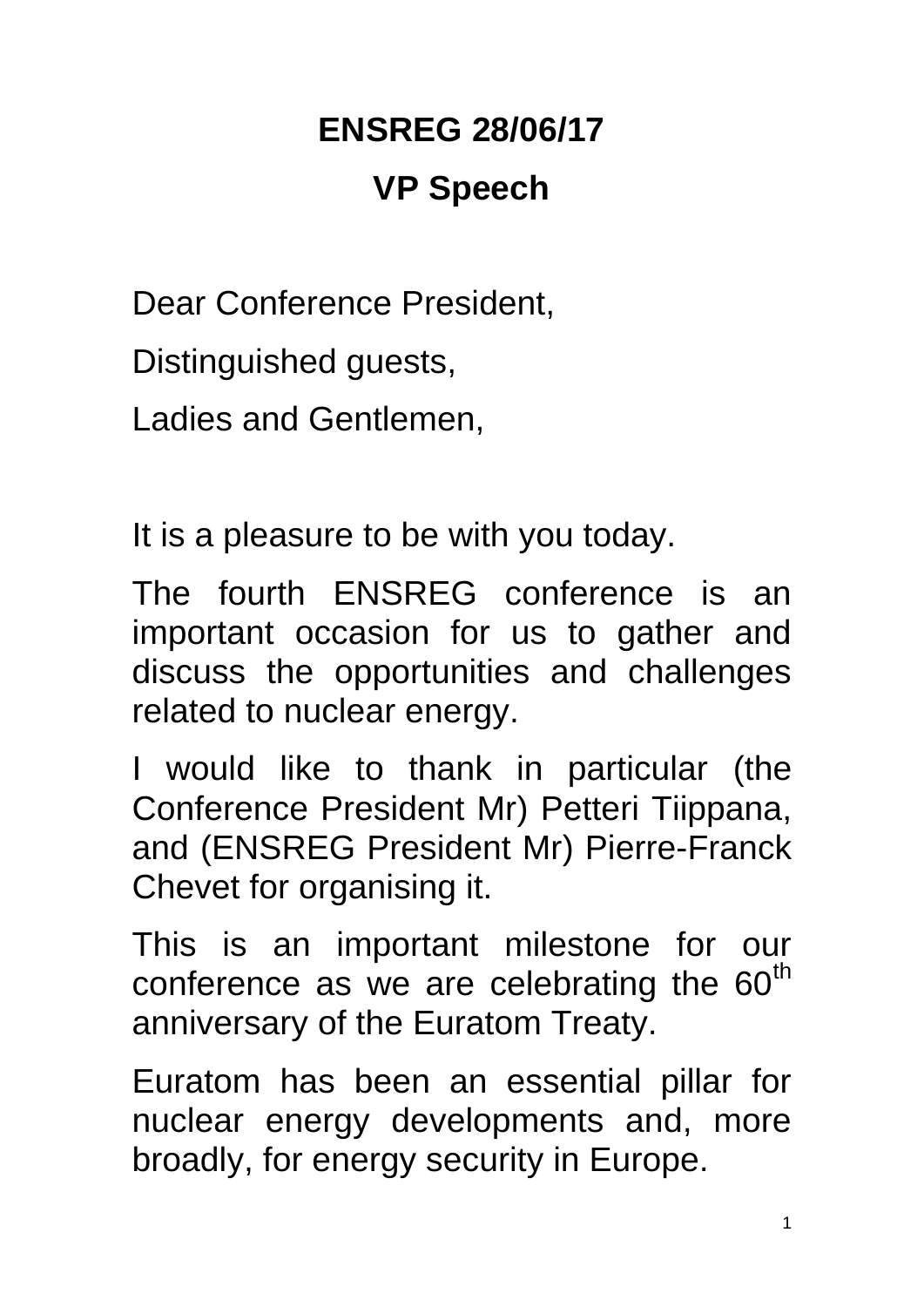# ENSREG 28/06/17

## VP Speech

Dear Conference President,

Distinguished guests,

Ladies and Gentlemen,

It is a pleasure to be with you today.

The fourth ENSREG conference is an important occasion for us to gather and discuss the opportunities and challenges related to nuclear energy.

I would like to thank in particular (the Conference President Mr) Petteri Tiippana, and (ENSREG President Mr) Pierre-Franck Chevet for organising it.

This is an important milestone for our conference as we are celebrating the 60th anniversary of the Euratom Treaty.

Euratom has been an essential pillar for nuclear energy developments and, more broadly, for energy security in Europe.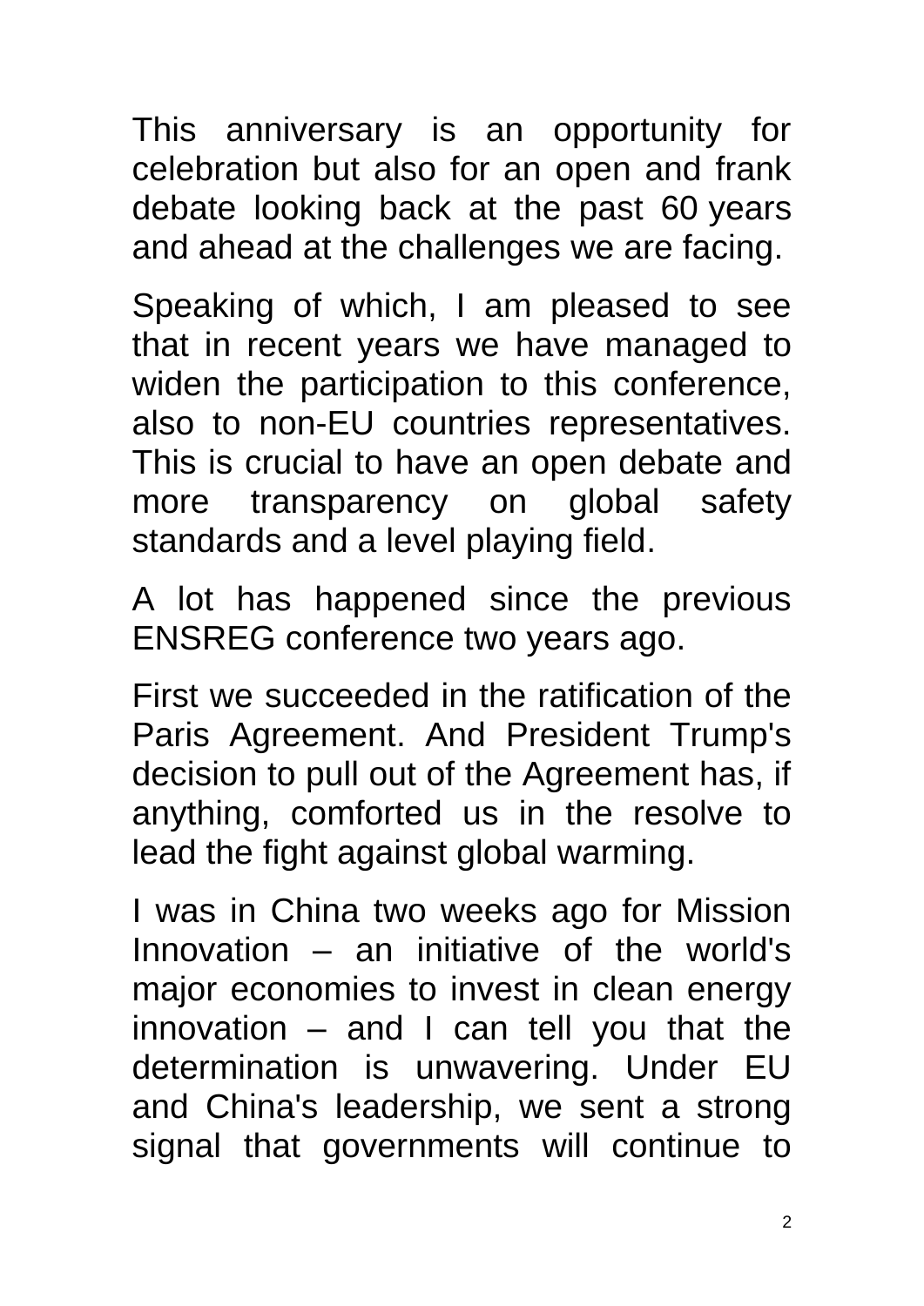This anniversary is an opportunity for celebration but also for an open and frank debate looking back at the past 60 years and ahead at the challenges we are facing.

Speaking of which, I am pleased to see that in recent years we have managed to widen the participation to this conference, also to non-EU countries representatives. This is crucial to have an open debate and more transparency on global safety standards and a level playing field.

A lot has happened since the previous ENSREG conference two years ago.

First we succeeded in the ratification of the Paris Agreement. And President Trump's decision to pull out of the Agreement has, if anything, comforted us in the resolve to lead the fight against global warming.

I was in China two weeks ago for Mission Innovation – an initiative of the world's major economies to invest in clean energy innovation – and I can tell you that the determination is unwavering. Under EU and China's leadership, we sent a strong signal that governments will continue to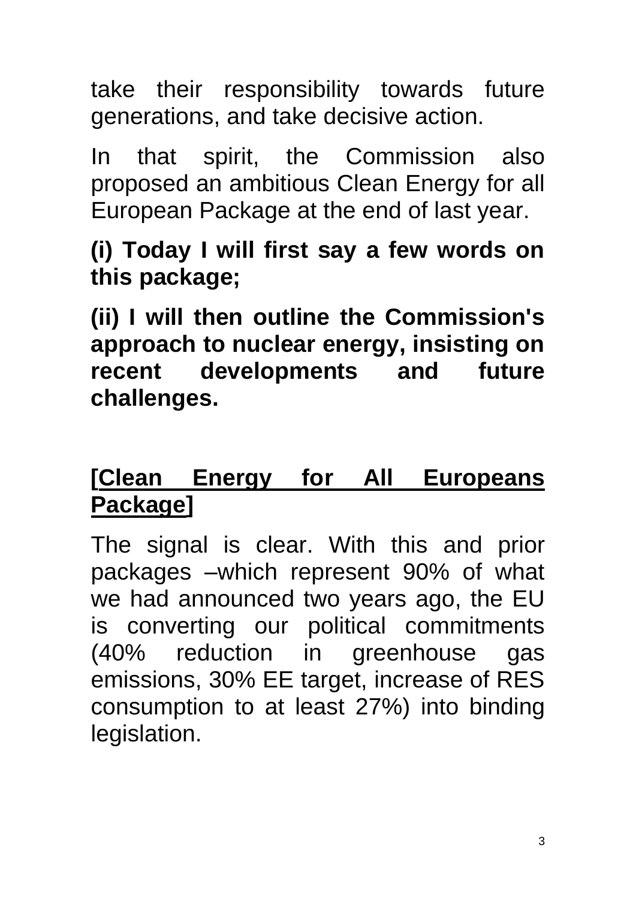take their responsibility towards future generations, and take decisive action.

In that spirit, the Commission also proposed an ambitious Clean Energy for all European Package at the end of last year.

**(i) Today I will first say a few words on this package;**

**(ii) I will then outline the Commission's approach to nuclear energy, insisting on recent developments and future challenges.**

**[<u>Clean Energy for All Europeans Package</u>]**

The signal is clear. With this and prior packages –which represent 90% of what we had announced two years ago, the EU is converting our political commitments (40% reduction in greenhouse gas emissions, 30% EE target, increase of RES consumption to at least 27%) into binding legislation.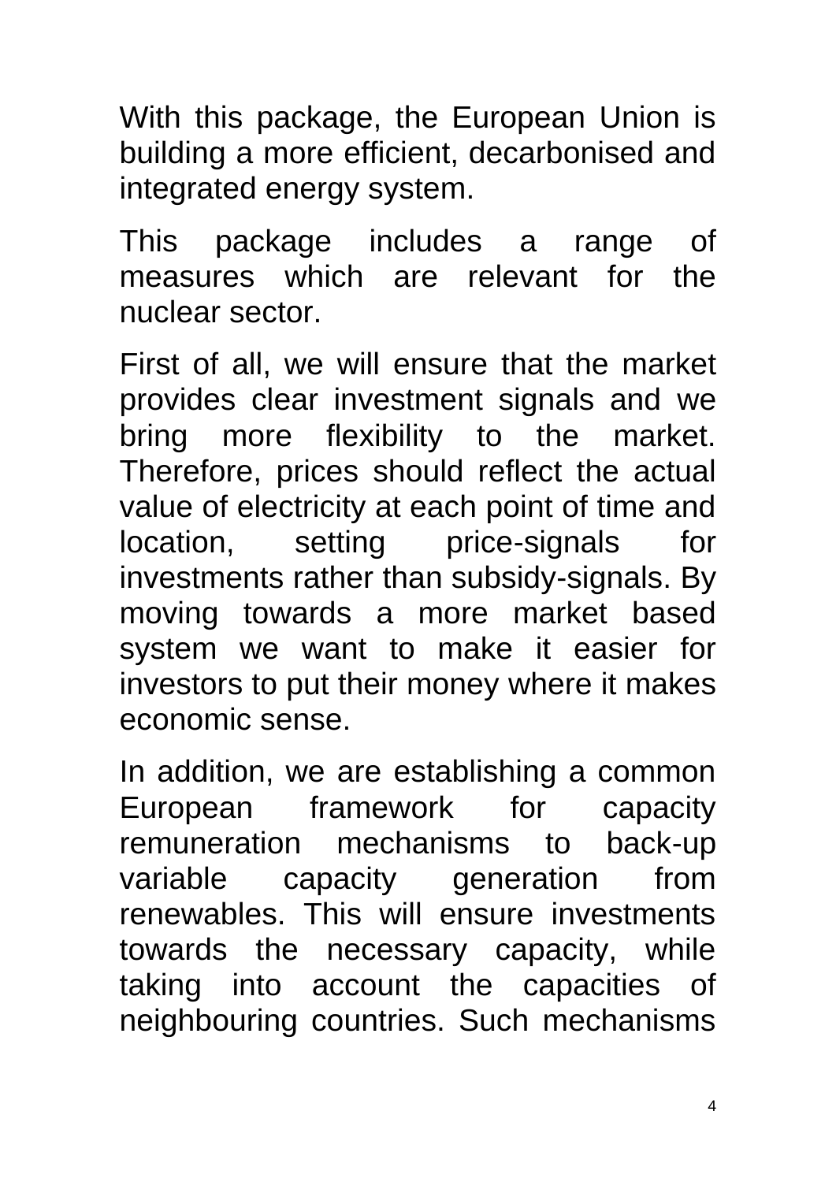With this package, the European Union is building a more efficient, decarbonised and integrated energy system.

This package includes a range of measures which are relevant for the nuclear sector.

First of all, we will ensure that the market provides clear investment signals and we bring more flexibility to the market. Therefore, prices should reflect the actual value of electricity at each point of time and location, setting price-signals for investments rather than subsidy-signals. By moving towards a more market based system we want to make it easier for investors to put their money where it makes economic sense.

In addition, we are establishing a common European framework for capacity remuneration mechanisms to back-up variable capacity generation from renewables. This will ensure investments towards the necessary capacity, while taking into account the capacities of neighbouring countries. Such mechanisms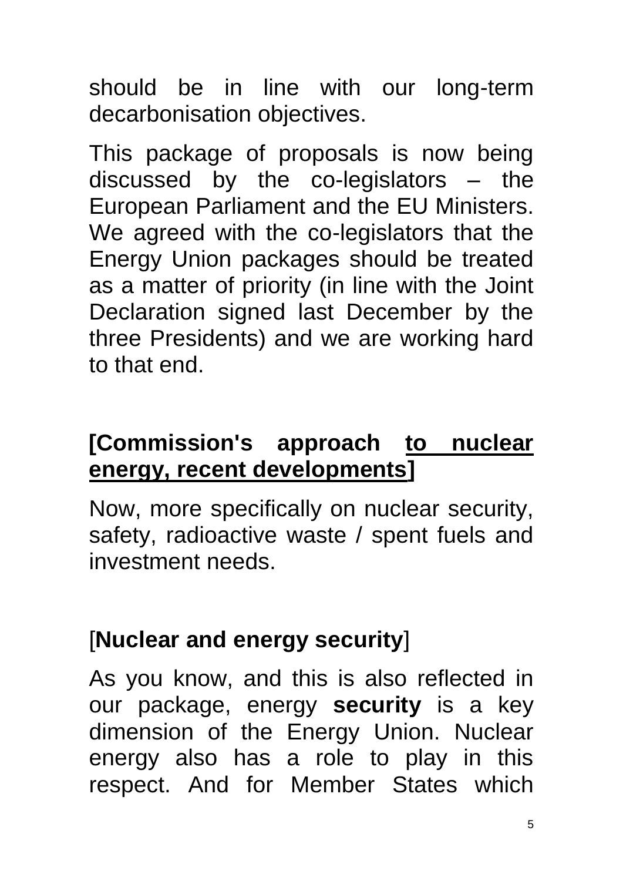should be in line with our long-term decarbonisation objectives.

This package of proposals is now being discussed by the co-legislators – the European Parliament and the EU Ministers. We agreed with the co-legislators that the Energy Union packages should be treated as a matter of priority (in line with the Joint Declaration signed last December by the three Presidents) and we are working hard to that end.

**[Commission's approach to nuclear energy, recent developments]**

Now, more specifically on nuclear security, safety, radioactive waste / spent fuels and investment needs.

[**Nuclear and energy security**]

As you know, and this is also reflected in our package, energy **security** is a key dimension of the Energy Union. Nuclear energy also has a role to play in this respect. And for Member States which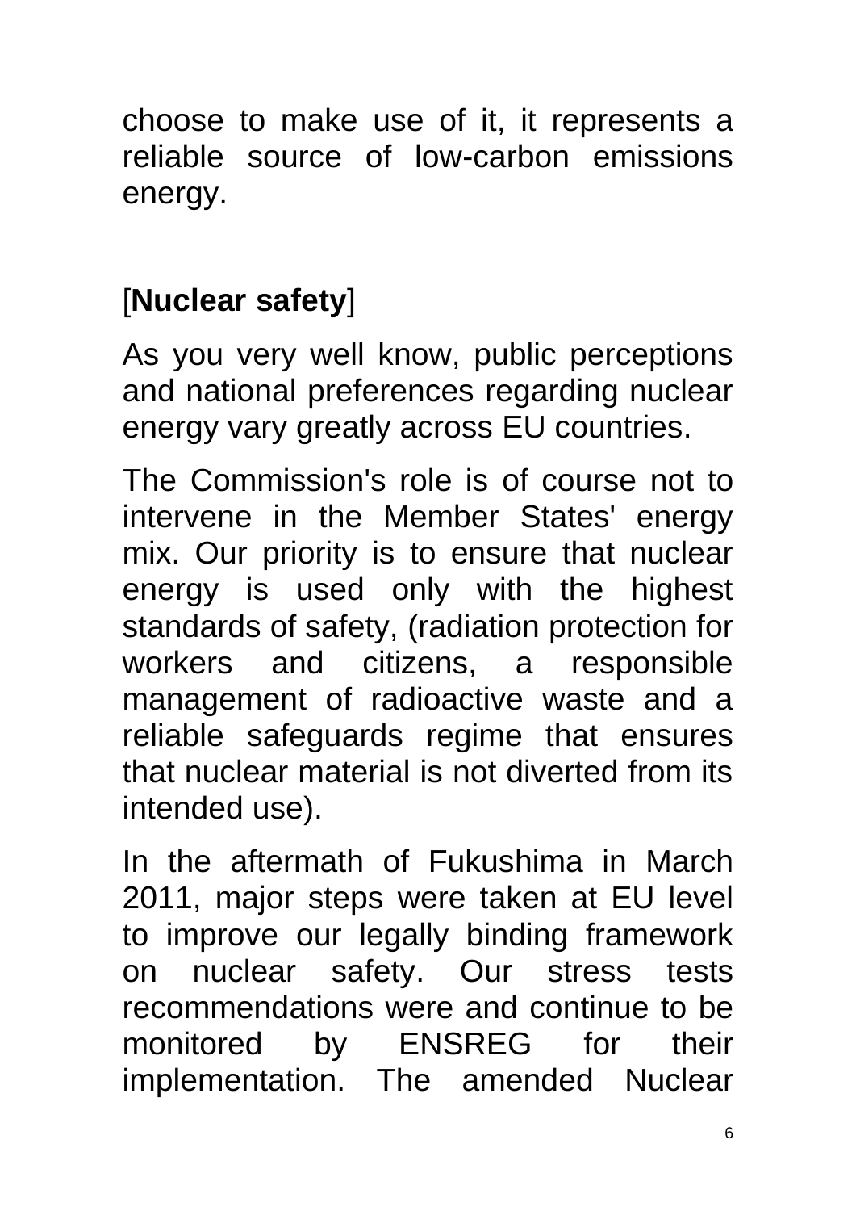choose to make use of it, it represents a reliable source of low-carbon emissions energy.

[**Nuclear safety**]

As you very well know, public perceptions and national preferences regarding nuclear energy vary greatly across EU countries.

The Commission's role is of course not to intervene in the Member States' energy mix. Our priority is to ensure that nuclear energy is used only with the highest standards of safety, (radiation protection for workers and citizens, a responsible management of radioactive waste and a reliable safeguards regime that ensures that nuclear material is not diverted from its intended use).

In the aftermath of Fukushima in March 2011, major steps were taken at EU level to improve our legally binding framework on nuclear safety. Our stress tests recommendations were and continue to be monitored by ENSREG for their implementation. The amended Nuclear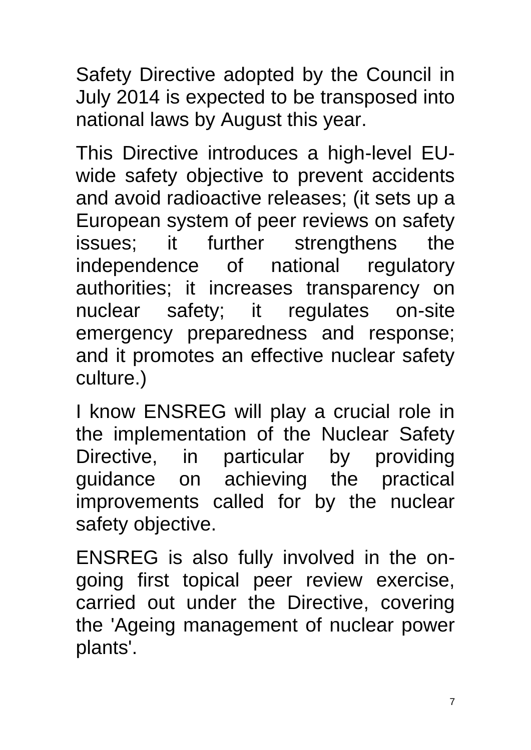Safety Directive adopted by the Council in July 2014 is expected to be transposed into national laws by August this year.

This Directive introduces a high-level EU-wide safety objective to prevent accidents and avoid radioactive releases; (it sets up a European system of peer reviews on safety issues; it further strengthens the independence of national regulatory authorities; it increases transparency on nuclear safety; it regulates on-site emergency preparedness and response; and it promotes an effective nuclear safety culture.)

I know ENSREG will play a crucial role in the implementation of the Nuclear Safety Directive, in particular by providing guidance on achieving the practical improvements called for by the nuclear safety objective.

ENSREG is also fully involved in the on-going first topical peer review exercise, carried out under the Directive, covering the 'Ageing management of nuclear power plants'.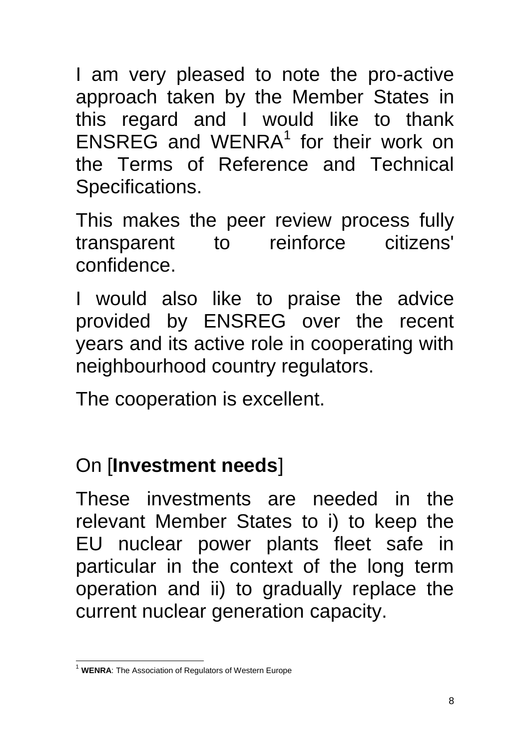I am very pleased to note the pro-active approach taken by the Member States in this regard and I would like to thank ENSREG and WENRA[1] for their work on the Terms of Reference and Technical Specifications.

This makes the peer review process fully transparent to reinforce citizens' confidence.

I would also like to praise the advice provided by ENSREG over the recent years and its active role in cooperating with neighbourhood country regulators.

The cooperation is excellent.

On [**Investment needs**]

These investments are needed in the relevant Member States to i) to keep the EU nuclear power plants fleet safe in particular in the context of the long term operation and ii) to gradually replace the current nuclear generation capacity.

[1] **WENRA**: The Association of Regulators of Western Europe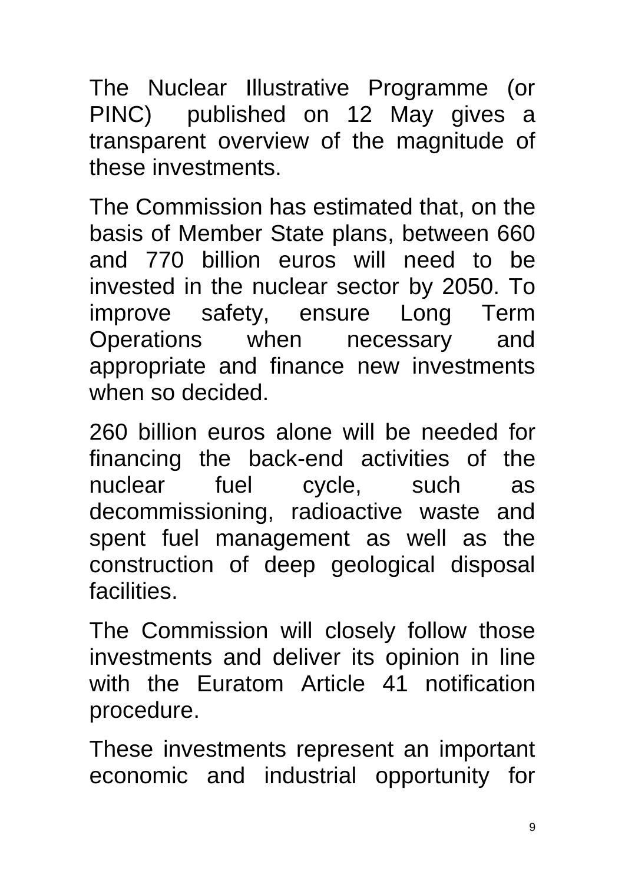The Nuclear Illustrative Programme (or PINC) published on 12 May gives a transparent overview of the magnitude of these investments.

The Commission has estimated that, on the basis of Member State plans, between 660 and 770 billion euros will need to be invested in the nuclear sector by 2050. To improve safety, ensure Long Term Operations when necessary and appropriate and finance new investments when so decided.

260 billion euros alone will be needed for financing the back-end activities of the nuclear fuel cycle, such as decommissioning, radioactive waste and spent fuel management as well as the construction of deep geological disposal facilities.

The Commission will closely follow those investments and deliver its opinion in line with the Euratom Article 41 notification procedure.

These investments represent an important economic and industrial opportunity for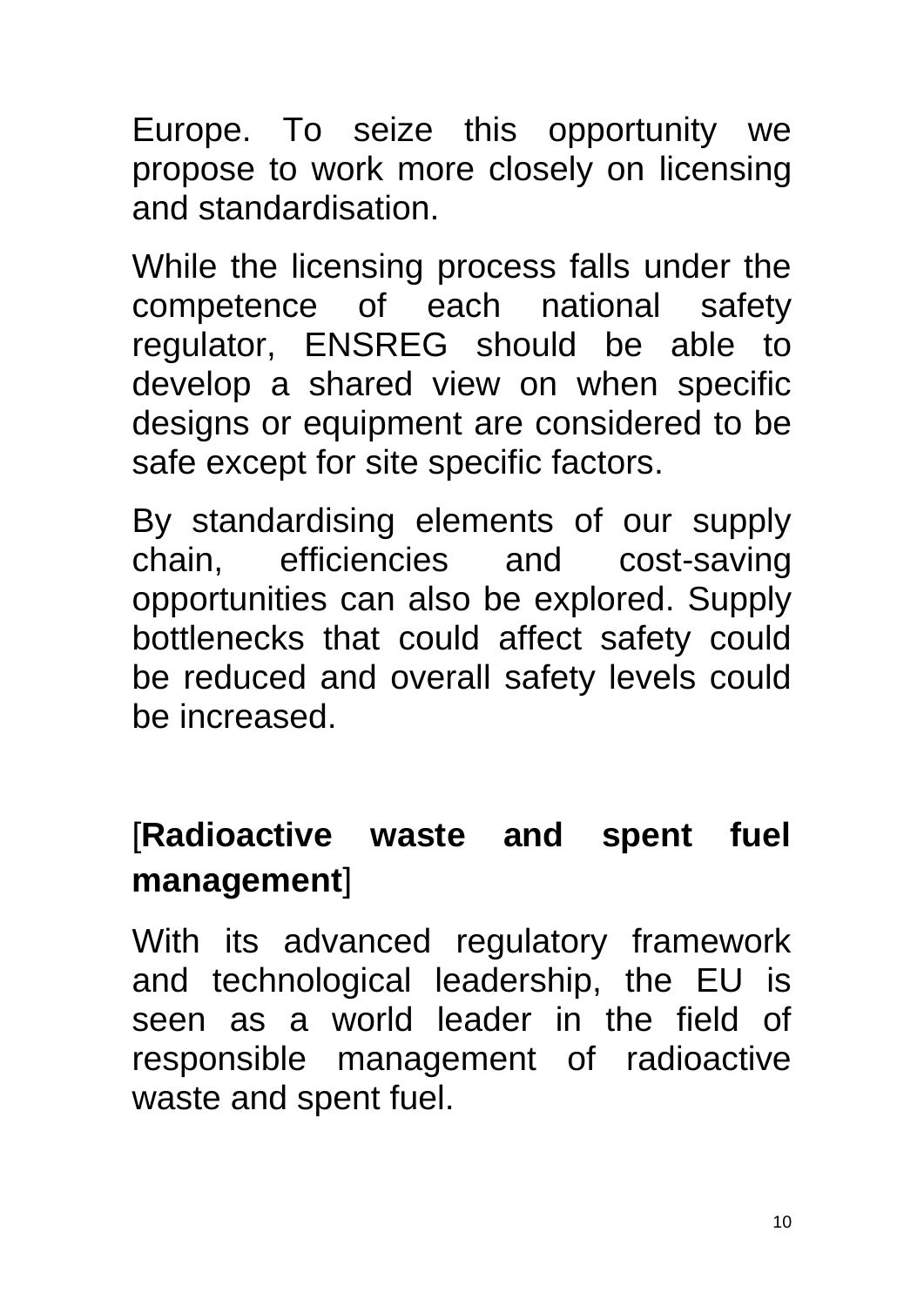Europe. To seize this opportunity we propose to work more closely on licensing and standardisation.

While the licensing process falls under the competence of each national safety regulator, ENSREG should be able to develop a shared view on when specific designs or equipment are considered to be safe except for site specific factors.

By standardising elements of our supply chain, efficiencies and cost-saving opportunities can also be explored. Supply bottlenecks that could affect safety could be reduced and overall safety levels could be increased.

[**Radioactive waste and spent fuel management**]

With its advanced regulatory framework and technological leadership, the EU is seen as a world leader in the field of responsible management of radioactive waste and spent fuel.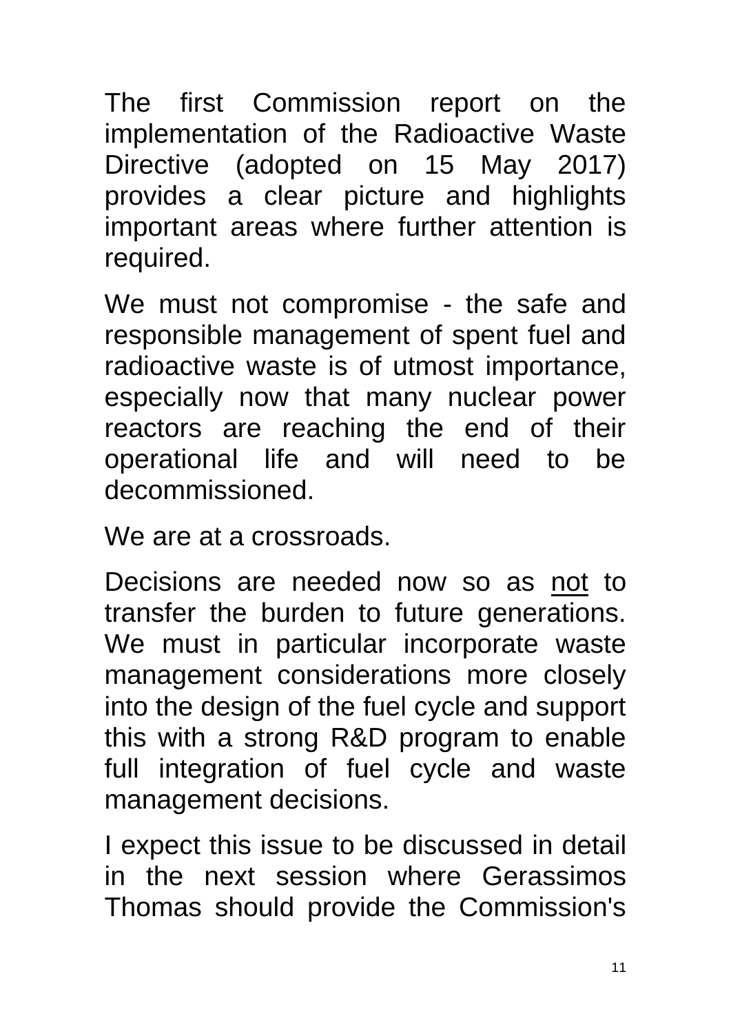The first Commission report on the implementation of the Radioactive Waste Directive (adopted on 15 May 2017) provides a clear picture and highlights important areas where further attention is required.

We must not compromise - the safe and responsible management of spent fuel and radioactive waste is of utmost importance, especially now that many nuclear power reactors are reaching the end of their operational life and will need to be decommissioned.

We are at a crossroads.

Decisions are needed now so as <u>not</u> to transfer the burden to future generations. We must in particular incorporate waste management considerations more closely into the design of the fuel cycle and support this with a strong R&D program to enable full integration of fuel cycle and waste management decisions.

I expect this issue to be discussed in detail in the next session where Gerassimos Thomas should provide the Commission's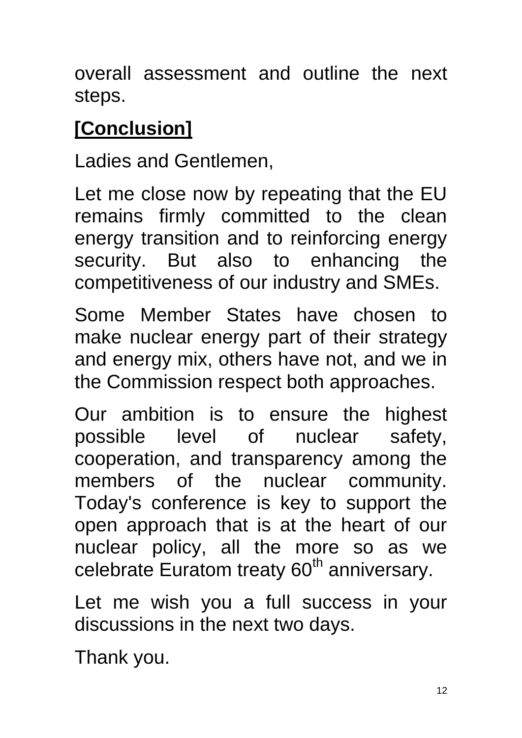overall assessment and outline the next steps.

## [Conclusion]

Ladies and Gentlemen,

Let me close now by repeating that the EU remains firmly committed to the clean energy transition and to reinforcing energy security. But also to enhancing the competitiveness of our industry and SMEs.

Some Member States have chosen to make nuclear energy part of their strategy and energy mix, others have not, and we in the Commission respect both approaches.

Our ambition is to ensure the highest possible level of nuclear safety, cooperation, and transparency among the members of the nuclear community. Today's conference is key to support the open approach that is at the heart of our nuclear policy, all the more so as we celebrate Euratom treaty 60th anniversary.

Let me wish you a full success in your discussions in the next two days.

Thank you.